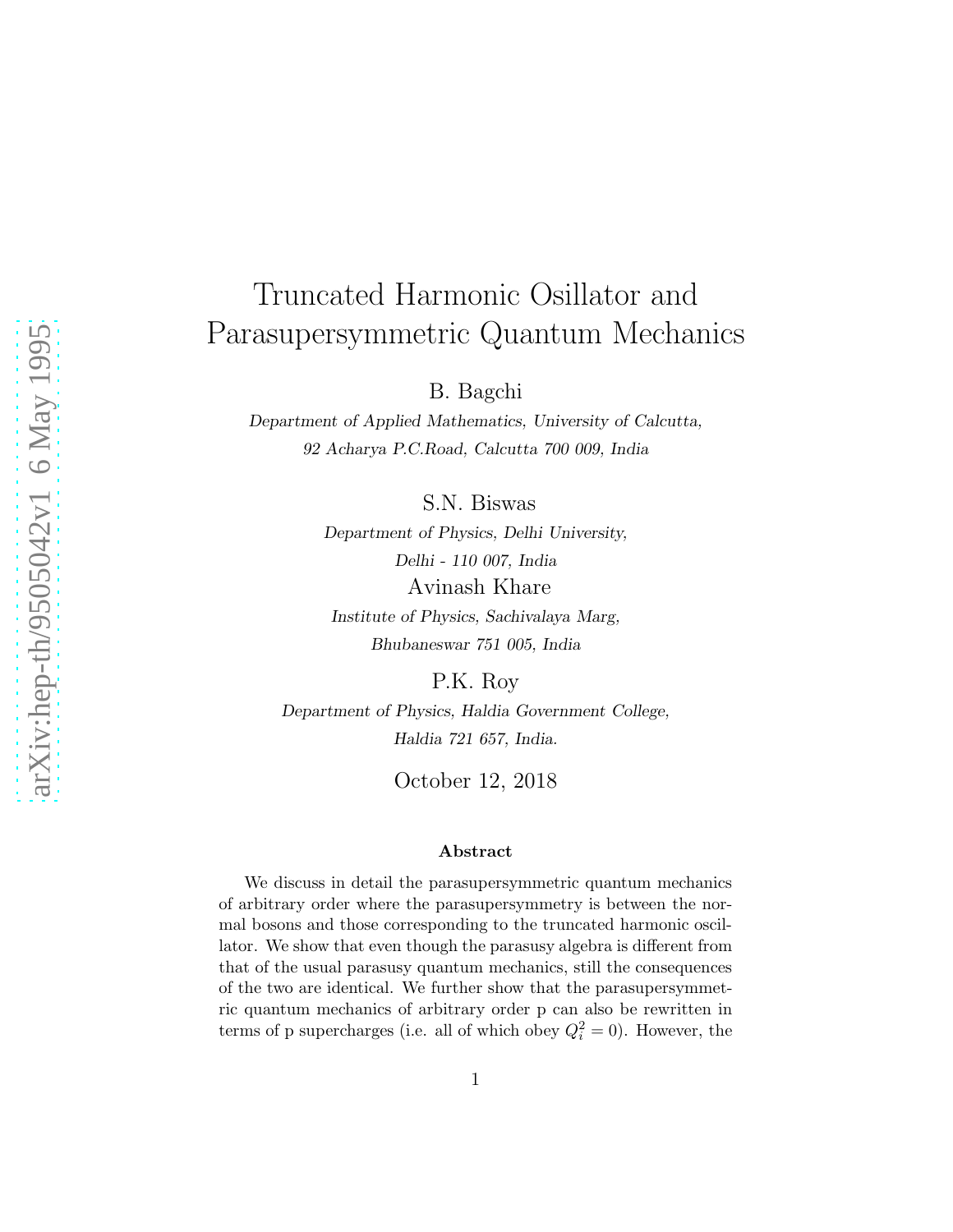# Truncated Harmonic Osillator and Parasupersymmetric Quantum Mechanics

B. Bagchi

*Department of Applied Mathematics, University of Calcutta,*
*92 Acharya P.C.Road, Calcutta 700 009, India*

S.N. Biswas

*Department of Physics, Delhi University,*
*Delhi - 110 007, India*

Avinash Khare

*Institute of Physics, Sachivalaya Marg,*
*Bhubaneswar 751 005, India*

P.K. Roy

*Department of Physics, Haldia Government College,*
*Haldia 721 657, India.*

October 12, 2018

### Abstract

We discuss in detail the parasupersymmetric quantum mechanics of arbitrary order where the parasupersymmetry is between the normal bosons and those corresponding to the truncated harmonic oscillator. We show that even though the parasusy algebra is different from that of the usual parasusy quantum mechanics, still the consequences of the two are identical. We further show that the parasupersymmetric quantum mechanics of arbitrary order p can also be rewritten in terms of p supercharges (i.e. all of which obey $Q_i^2 = 0$). However, the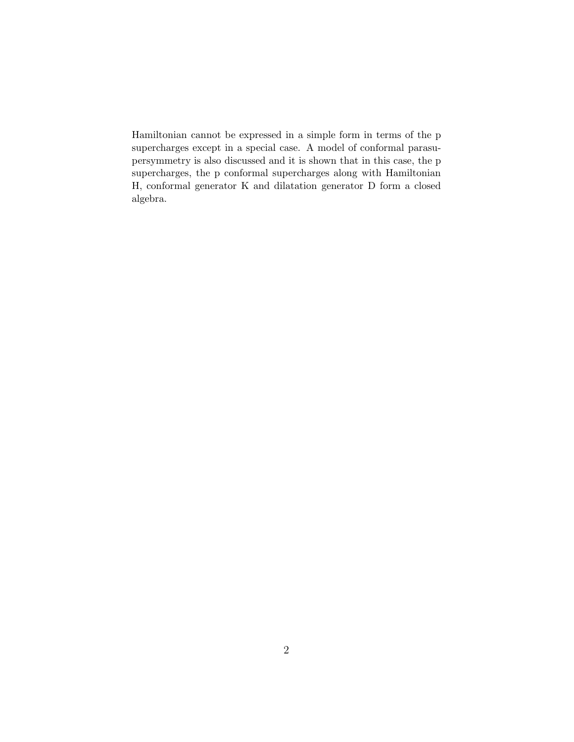Hamiltonian cannot be expressed in a simple form in terms of the p supercharges except in a special case. A model of conformal parasupersymmetry is also discussed and it is shown that in this case, the p supercharges, the p conformal supercharges along with Hamiltonian H, conformal generator K and dilatation generator D form a closed algebra.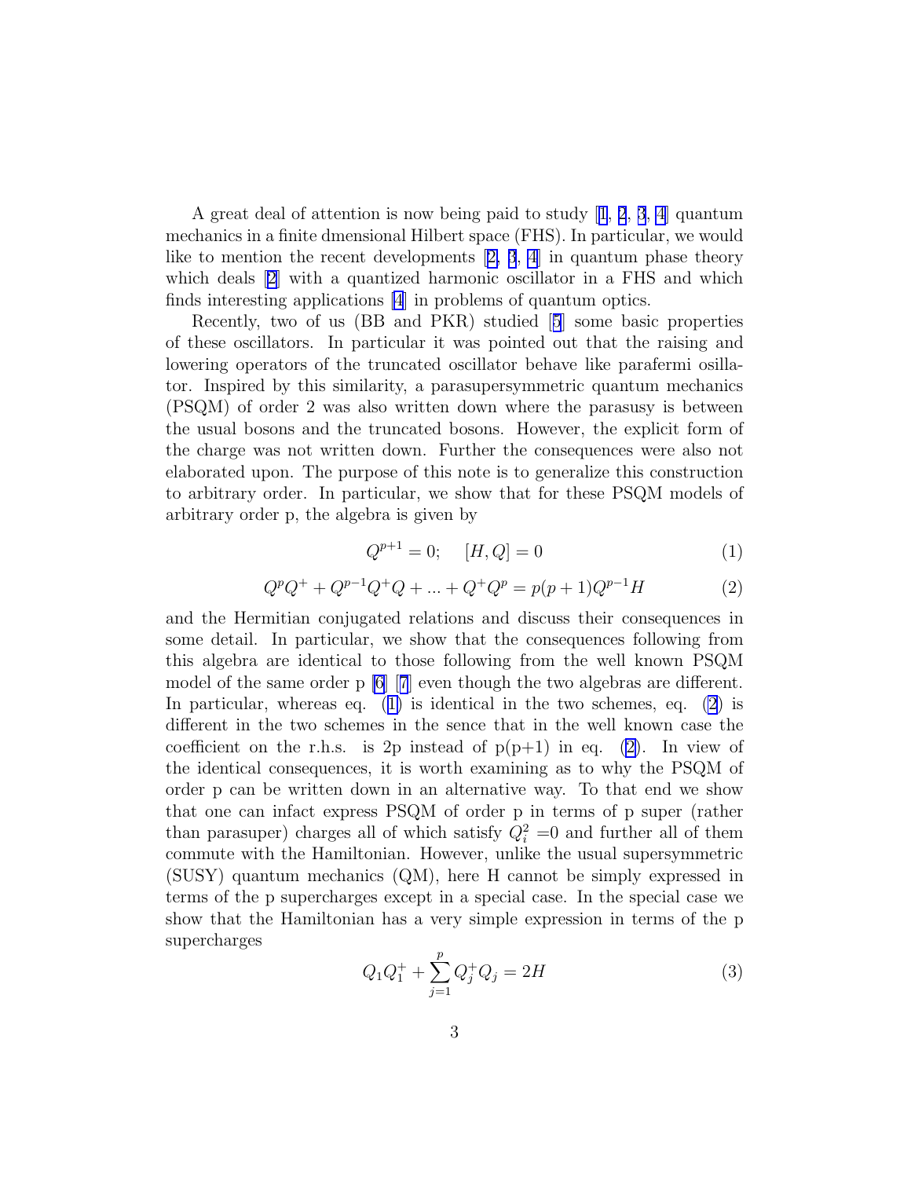A great deal of attention is now being paid to study [1, 2, 3, 4] quantum mechanics in a finite dmensional Hilbert space (FHS). In particular, we would like to mention the recent developments [2, 3, 4] in quantum phase theory which deals [2] with a quantized harmonic oscillator in a FHS and which finds interesting applications [4] in problems of quantum optics.

Recently, two of us (BB and PKR) studied [5] some basic properties of these oscillators. In particular it was pointed out that the raising and lowering operators of the truncated oscillator behave like parafermi osillator. Inspired by this similarity, a parasupersymmetric quantum mechanics (PSQM) of order 2 was also written down where the parasusy is between the usual bosons and the truncated bosons. However, the explicit form of the charge was not written down. Further the consequences were also not elaborated upon. The purpose of this note is to generalize this construction to arbitrary order. In particular, we show that for these PSQM models of arbitrary order p, the algebra is given by

$$Q^{p+1} = 0; \quad [H, Q] = 0 \tag{1}$$

$$Q^p Q^+ + Q^{p-1} Q^+ Q + ... + Q^+ Q^p = p(p+1) Q^{p-1} H \tag{2}$$

and the Hermitian conjugated relations and discuss their consequences in some detail. In particular, we show that the consequences following from this algebra are identical to those following from the well known PSQM model of the same order p [6] [7] even though the two algebras are different. In particular, whereas eq. (1) is identical in the two schemes, eq. (2) is different in the two schemes in the sence that in the well known case the coefficient on the r.h.s. is 2p instead of p(p+1) in eq. (2). In view of the identical consequences, it is worth examining as to why the PSQM of order p can be written down in an alternative way. To that end we show that one can infact express PSQM of order p in terms of p super (rather than parasuper) charges all of which satisfy $Q_i^2 = 0$ and further all of them commute with the Hamiltonian. However, unlike the usual supersymmetric (SUSY) quantum mechanics (QM), here H cannot be simply expressed in terms of the p supercharges except in a special case. In the special case we show that the Hamiltonian has a very simple expression in terms of the p supercharges

$$Q_1 Q_1^+ + \sum_{j=1}^{p} Q_j^+ Q_j = 2H \tag{3}$$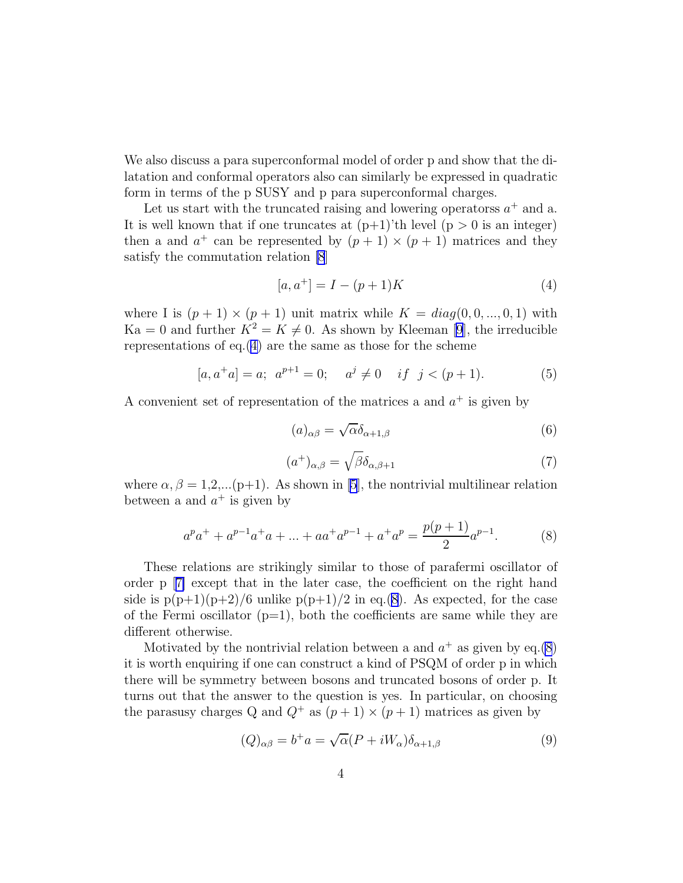We also discuss a para superconformal model of order p and show that the dilatation and conformal operators also can similarly be expressed in quadratic form in terms of the p SUSY and p para superconformal charges.

Let us start with the truncated raising and lowering operatorss $a^+$ and a. It is well known that if one truncates at (p+1)'th level ($p > 0$ is an integer) then a and $a^+$ can be represented by $(p+1)\times(p+1)$ matrices and they satisfy the commutation relation [8]

$$[a, a^+] = I - (p+1)K \tag{4}$$

where I is $(p+1)\times(p+1)$ unit matrix while $K = diag(0, 0, ..., 0, 1)$ with Ka = 0 and further $K^2 = K \neq 0$. As shown by Kleeman [9], the irreducible representations of eq.(4) are the same as those for the scheme

$$[a, a^+a] = a; \;\; a^{p+1} = 0; \quad a^j \neq 0 \quad if \;\; j < (p+1). \tag{5}$$

A convenient set of representation of the matrices a and $a^+$ is given by

$$(a)_{\alpha\beta} = \sqrt{\alpha}\delta_{\alpha+1,\beta} \tag{6}$$

$$(a^+)_{\alpha,\beta} = \sqrt{\beta}\delta_{\alpha,\beta+1} \tag{7}$$

where $\alpha, \beta$ = 1,2,...(p+1). As shown in [5], the nontrivial multilinear relation between a and $a^+$ is given by

$$a^p a^+ + a^{p-1}a^+a + ... + aa^+a^{p-1} + a^+a^p = \frac{p(p+1)}{2}a^{p-1}. \tag{8}$$

These relations are strikingly similar to those of parafermi oscillator of order p [7] except that in the later case, the coefficient on the right hand side is p(p+1)(p+2)/6 unlike p(p+1)/2 in eq.(8). As expected, for the case of the Fermi oscillator (p=1), both the coefficients are same while they are different otherwise.

Motivated by the nontrivial relation between a and $a^+$ as given by eq.(8) it is worth enquiring if one can construct a kind of PSQM of order p in which there will be symmetry between bosons and truncated bosons of order p. It turns out that the answer to the question is yes. In particular, on choosing the parasusy charges Q and $Q^+$ as $(p+1)\times(p+1)$ matrices as given by

$$(Q)_{\alpha\beta} = b^+a = \sqrt{\alpha}(P + iW_\alpha)\delta_{\alpha+1,\beta} \tag{9}$$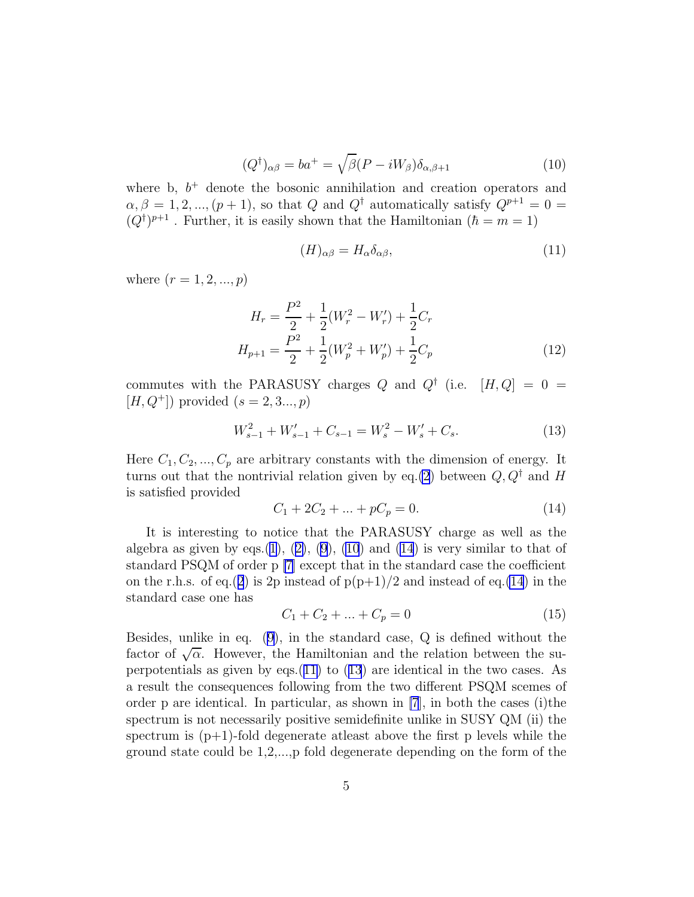$$(Q^\dagger)_{\alpha\beta} = ba^+ = \sqrt{\beta}(P - iW_\beta)\delta_{\alpha,\beta+1} \tag{10}$$

where b, $b^+$ denote the bosonic annihilation and creation operators and $\alpha, \beta = 1, 2, ..., (p+1)$, so that $Q$ and $Q^\dagger$ automatically satisfy $Q^{p+1} = 0 = (Q^\dagger)^{p+1}$ . Further, it is easily shown that the Hamiltonian ($\hbar = m = 1$)

$$(H)_{\alpha\beta} = H_\alpha \delta_{\alpha\beta}, \tag{11}$$

where $(r = 1, 2, ..., p)$

$$\begin{aligned}
H_r &= \frac{P^2}{2} + \frac{1}{2}(W_r^2 - W_r') + \frac{1}{2}C_r \\
H_{p+1} &= \frac{P^2}{2} + \frac{1}{2}(W_p^2 + W_p') + \frac{1}{2}C_p
\end{aligned} \tag{12}$$

commutes with the PARASUSY charges $Q$ and $Q^\dagger$ (i.e. $[H, Q] = 0 = [H, Q^+]$) provided $(s = 2, 3..., p)$

$$W_{s-1}^2 + W_{s-1}' + C_{s-1} = W_s^2 - W_s' + C_s. \tag{13}$$

Here $C_1, C_2, ..., C_p$ are arbitrary constants with the dimension of energy. It turns out that the nontrivial relation given by eq.(2) between $Q, Q^\dagger$ and $H$ is satisfied provided

$$C_1 + 2C_2 + ... + pC_p = 0. \tag{14}$$

It is interesting to notice that the PARASUSY charge as well as the algebra as given by eqs.(1), (2), (9), (10) and (14) is very similar to that of standard PSQM of order p [7] except that in the standard case the coefficient on the r.h.s. of eq.(2) is 2p instead of p(p+1)/2 and instead of eq.(14) in the standard case one has

$$C_1 + C_2 + ... + C_p = 0 \tag{15}$$

Besides, unlike in eq. (9), in the standard case, Q is defined without the factor of $\sqrt{\alpha}$. However, the Hamiltonian and the relation between the superpotentials as given by eqs.(11) to (13) are identical in the two cases. As a result the consequences following from the two different PSQM scemes of order p are identical. In particular, as shown in [7], in both the cases (i)the spectrum is not necessarily positive semidefinite unlike in SUSY QM (ii) the spectrum is (p+1)-fold degenerate atleast above the first p levels while the ground state could be 1,2,...,p fold degenerate depending on the form of the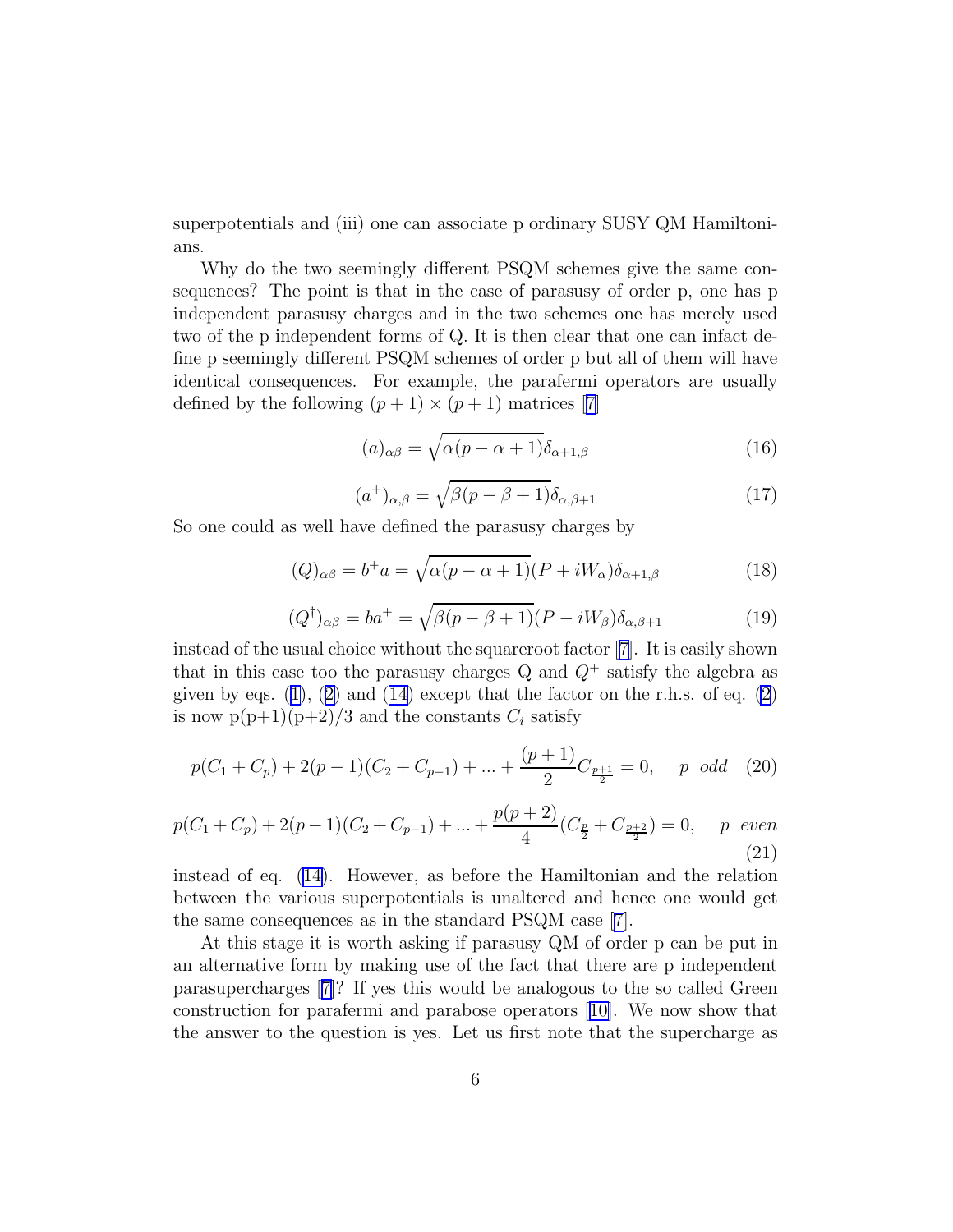superpotentials and (iii) one can associate p ordinary SUSY QM Hamiltonians.

Why do the two seemingly different PSQM schemes give the same consequences? The point is that in the case of parasusy of order p, one has p independent parasusy charges and in the two schemes one has merely used two of the p independent forms of Q. It is then clear that one can infact define p seemingly different PSQM schemes of order p but all of them will have identical consequences. For example, the parafermi operators are usually defined by the following $(p+1) \times (p+1)$ matrices [7]

$$(a)_{\alpha\beta} = \sqrt{\alpha(p-\alpha+1)}\delta_{\alpha+1,\beta} \tag{16}$$

$$(a^{+})_{\alpha,\beta} = \sqrt{\beta(p-\beta+1)}\delta_{\alpha,\beta+1} \tag{17}$$

So one could as well have defined the parasusy charges by

$$(Q)_{\alpha\beta} = b^{+}a = \sqrt{\alpha(p-\alpha+1)}(P+iW_{\alpha})\delta_{\alpha+1,\beta} \tag{18}$$

$$(Q^{\dagger})_{\alpha\beta} = ba^{+} = \sqrt{\beta(p-\beta+1)}(P-iW_{\beta})\delta_{\alpha,\beta+1} \tag{19}$$

instead of the usual choice without the squareroot factor [7]. It is easily shown that in this case too the parasusy charges Q and $Q^{+}$ satisfy the algebra as given by eqs. (1), (2) and (14) except that the factor on the r.h.s. of eq. (2) is now p(p+1)(p+2)/3 and the constants $C_i$ satisfy

$$p(C_1+C_p)+2(p-1)(C_2+C_{p-1})+...+\frac{(p+1)}{2}C_{\frac{p+1}{2}}=0, \quad p \ \ odd \tag{20}$$

$$p(C_1+C_p)+2(p-1)(C_2+C_{p-1})+...+\frac{p(p+2)}{4}(C_{\frac{p}{2}}+C_{\frac{p+2}{2}})=0, \quad p \ \ even \tag{21}$$

instead of eq. (14). However, as before the Hamiltonian and the relation between the various superpotentials is unaltered and hence one would get the same consequences as in the standard PSQM case [7].

At this stage it is worth asking if parasusy QM of order p can be put in an alternative form by making use of the fact that there are p independent parasupercharges [7]? If yes this would be analogous to the so called Green construction for parafermi and parabose operators [10]. We now show that the answer to the question is yes. Let us first note that the supercharge as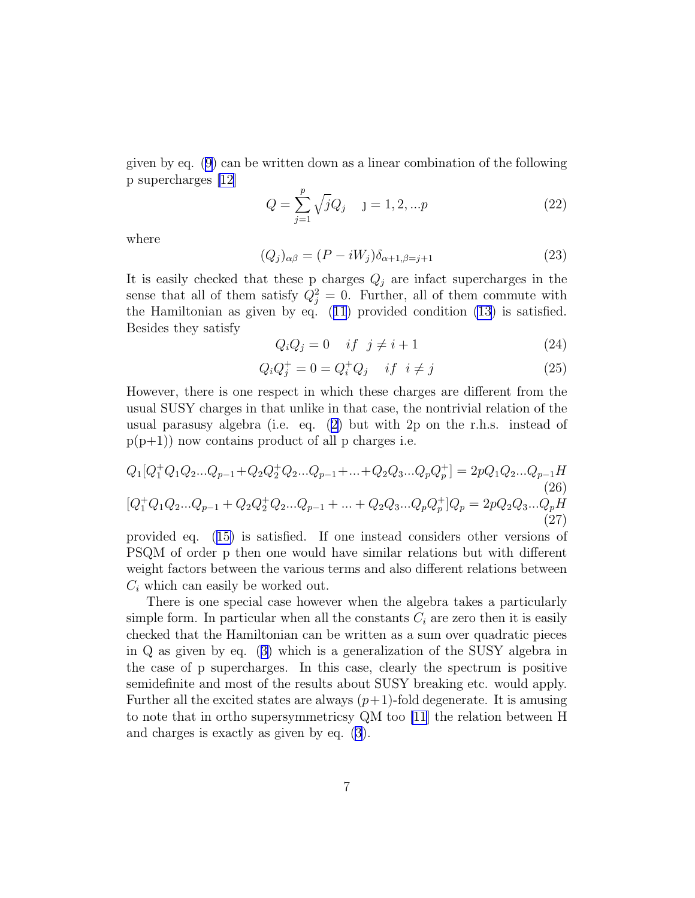given by eq. (9) can be written down as a linear combination of the following p supercharges [12]

$$Q = \sum_{j=1}^{p} \sqrt{j} Q_j \quad \mathrm{J} = 1, 2, ...p \tag{22}$$

where

$$(Q_j)_{\alpha\beta} = (P - iW_j)\delta_{\alpha+1,\beta=j+1} \tag{23}$$

It is easily checked that these p charges $Q_j$ are infact supercharges in the sense that all of them satisfy $Q_j^2 = 0$. Further, all of them commute with the Hamiltonian as given by eq. (11) provided condition (13) is satisfied. Besides they satisfy

$$Q_i Q_j = 0 \quad if \;\; j \neq i+1 \tag{24}$$

$$Q_i Q_j^+ = 0 = Q_i^+ Q_j \quad if \;\; i \neq j \tag{25}$$

However, there is one respect in which these charges are different from the usual SUSY charges in that unlike in that case, the nontrivial relation of the usual parasusy algebra (i.e. eq. (2) but with 2p on the r.h.s. instead of p(p+1)) now contains product of all p charges i.e.

$$Q_1[Q_1^+ Q_1 Q_2 ... Q_{p-1} + Q_2 Q_2^+ Q_2 ... Q_{p-1} + ... + Q_2 Q_3 ... Q_p Q_p^+] = 2p Q_1 Q_2 ... Q_{p-1} H \tag{26}$$

$$[Q_1^+ Q_1 Q_2 ... Q_{p-1} + Q_2 Q_2^+ Q_2 ... Q_{p-1} + ... + Q_2 Q_3 ... Q_p Q_p^+] Q_p = 2p Q_2 Q_3 ... Q_p H \tag{27}$$

provided eq. (15) is satisfied. If one instead considers other versions of PSQM of order p then one would have similar relations but with different weight factors between the various terms and also different relations between $C_i$ which can easily be worked out.

There is one special case however when the algebra takes a particularly simple form. In particular when all the constants $C_i$ are zero then it is easily checked that the Hamiltonian can be written as a sum over quadratic pieces in Q as given by eq. (3) which is a generalization of the SUSY algebra in the case of p supercharges. In this case, clearly the spectrum is positive semidefinite and most of the results about SUSY breaking etc. would apply. Further all the excited states are always $(p+1)$-fold degenerate. It is amusing to note that in ortho supersymmetricsy QM too [11] the relation between H and charges is exactly as given by eq. (3).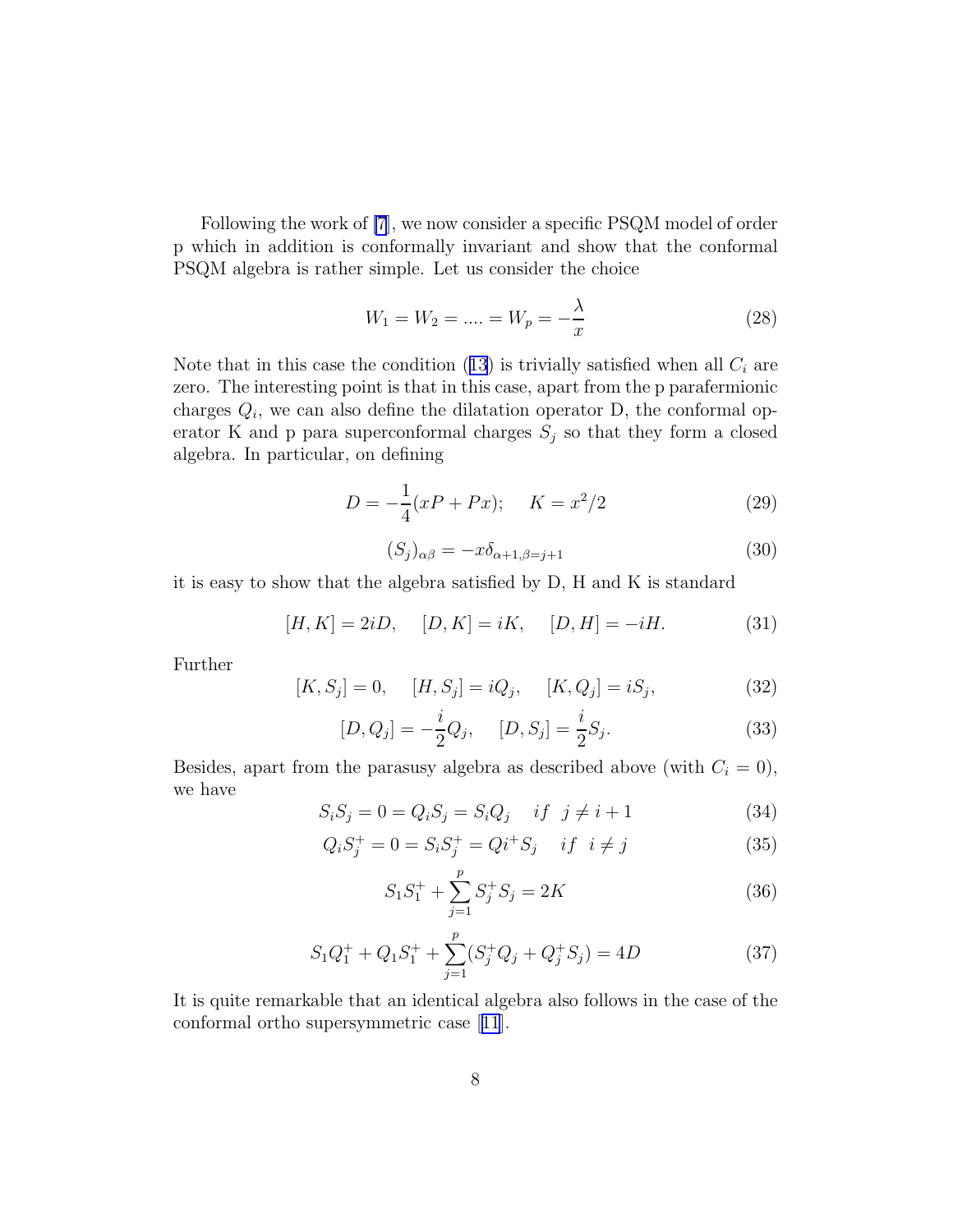Following the work of [7], we now consider a specific PSQM model of order p which in addition is conformally invariant and show that the conformal PSQM algebra is rather simple. Let us consider the choice

$$W_1 = W_2 = .... = W_p = -\frac{\lambda}{x} \tag{28}$$

Note that in this case the condition (13) is trivially satisfied when all $C_i$ are zero. The interesting point is that in this case, apart from the p parafermionic charges $Q_i$, we can also define the dilatation operator D, the conformal operator K and p para superconformal charges $S_j$ so that they form a closed algebra. In particular, on defining

$$D = -\frac{1}{4}(xP + Px); \quad K = x^2/2 \tag{29}$$

$$(S_j)_{\alpha\beta} = -x\delta_{\alpha+1,\beta=j+1} \tag{30}$$

it is easy to show that the algebra satisfied by D, H and K is standard

$$[H, K] = 2iD, \quad [D, K] = iK, \quad [D, H] = -iH. \tag{31}$$

Further

$$[K, S_j] = 0, \quad [H, S_j] = iQ_j, \quad [K, Q_j] = iS_j, \tag{32}$$

$$[D, Q_j] = -\frac{i}{2}Q_j, \quad [D, S_j] = \frac{i}{2}S_j. \tag{33}$$

Besides, apart from the parasusy algebra as described above (with $C_i = 0$), we have

$$S_i S_j = 0 = Q_i S_j = S_i Q_j \quad if \;\; j \neq i+1 \tag{34}$$

$$Q_i S_j^+ = 0 = S_i S_j^+ = Qi^+ S_j \quad if \;\; i \neq j \tag{35}$$

$$S_1 S_1^+ + \sum_{j=1}^{p} S_j^+ S_j = 2K \tag{36}$$

$$S_1 Q_1^+ + Q_1 S_1^+ + \sum_{j=1}^{p} (S_j^+ Q_j + Q_j^+ S_j) = 4D \tag{37}$$

It is quite remarkable that an identical algebra also follows in the case of the conformal ortho supersymmetric case [11].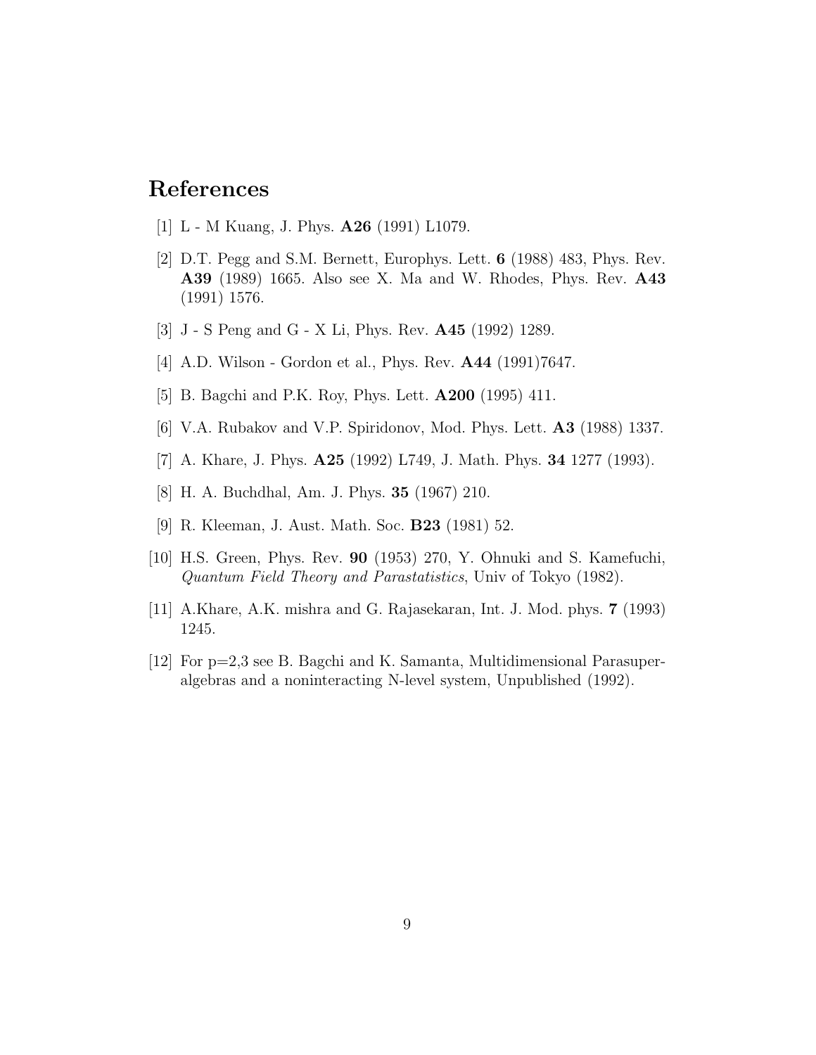# References

[1] L - M Kuang, J. Phys. **A26** (1991) L1079.

[2] D.T. Pegg and S.M. Bernett, Europhys. Lett. **6** (1988) 483, Phys. Rev. **A39** (1989) 1665. Also see X. Ma and W. Rhodes, Phys. Rev. **A43** (1991) 1576.

[3] J - S Peng and G - X Li, Phys. Rev. **A45** (1992) 1289.

[4] A.D. Wilson - Gordon et al., Phys. Rev. **A44** (1991)7647.

[5] B. Bagchi and P.K. Roy, Phys. Lett. **A200** (1995) 411.

[6] V.A. Rubakov and V.P. Spiridonov, Mod. Phys. Lett. **A3** (1988) 1337.

[7] A. Khare, J. Phys. **A25** (1992) L749, J. Math. Phys. **34** 1277 (1993).

[8] H. A. Buchdhal, Am. J. Phys. **35** (1967) 210.

[9] R. Kleeman, J. Aust. Math. Soc. **B23** (1981) 52.

[10] H.S. Green, Phys. Rev. **90** (1953) 270, Y. Ohnuki and S. Kamefuchi, *Quantum Field Theory and Parastatistics*, Univ of Tokyo (1982).

[11] A.Khare, A.K. mishra and G. Rajasekaran, Int. J. Mod. phys. **7** (1993) 1245.

[12] For p=2,3 see B. Bagchi and K. Samanta, Multidimensional Parasuperalgebras and a noninteracting N-level system, Unpublished (1992).